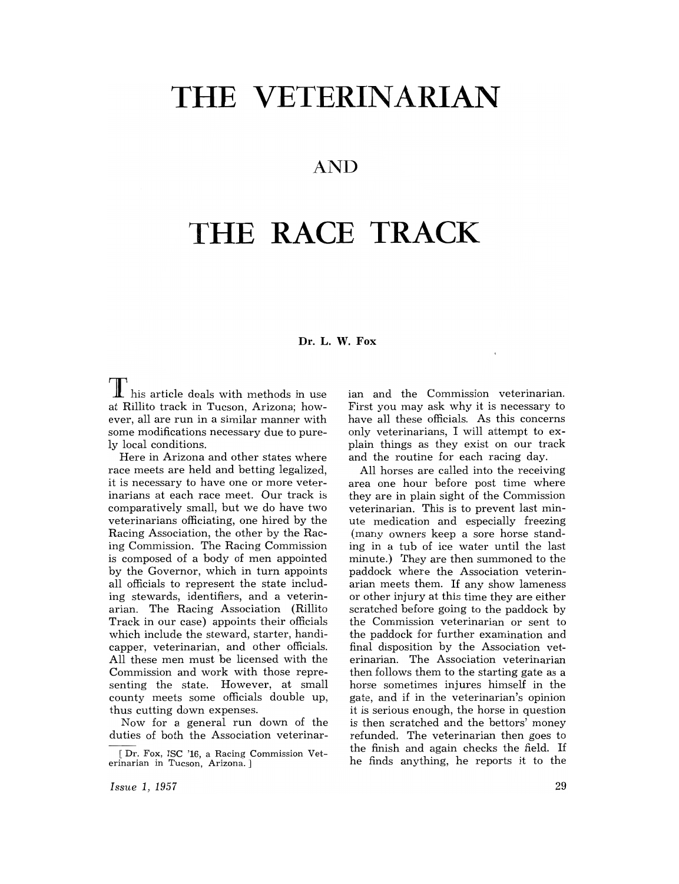# THE VETERINARIAN

## AND

# THE RACE TRACK

**Dr. L. W. Fox**

This article deals with methods in use at Rillito track in Tucson, Arizona; however, all are run in a similar manner with some modifications necessary due to purely local conditions.

Here in Arizona and other states where race meets are held and betting legalized, it is necessary to have one or more veterinarians at each race meet. Our track is comparatively small, but we do have two veterinarians officiating, one hired by the Racing Association, the other by the Racing Commission. The Racing Commission is composed of a body of men appointed by the Governor, which in turn appoints all officials to represent the state including stewards, identifiers, and a veterinarian. The Racing Association (Rillito Track in our case) appoints their officials which include the steward, starter, handicapper, veterinarian, and other officials. All these men must be licensed with the Commission and work with those representing the state. However, at small county meets some officials double up, thus cutting down expenses.

Now for a general run down of the duties of both the Association veterinarian and the Commission veterinarian. First you may ask why it is necessary to have all these officials. As this concerns only veterinarians, I will attempt to explain things as they exist on our track and the routine for each racing day.

All horses are called into the receiving area one hour before post time where they are in plain sight of the Commission veterinarian. This is to prevent last minute medication and especially freezing (many owners keep a sore horse standing in a tub of ice water until the last minute.) They are then summoned to the paddock where the Association veterinarian meets them. If any show lameness or other injury at this time they are either scratched before going to the paddock by the Commission veterinarian or sent to the paddock for further examination and final disposition by the Association veterinarian. The Association veterinarian then follows them to the starting gate as a horse sometimes injures himself in the gate, and if in the veterinarian's opinion it is serious enough, the horse in question is then scratched and the bettors' money refunded. The veterinarian then goes to the finish and again checks the field. If he finds anything, he reports it to the

[ Dr. Fox, ISC '16, a Racing Commission Veterinarian in Tucson, Arizona. ]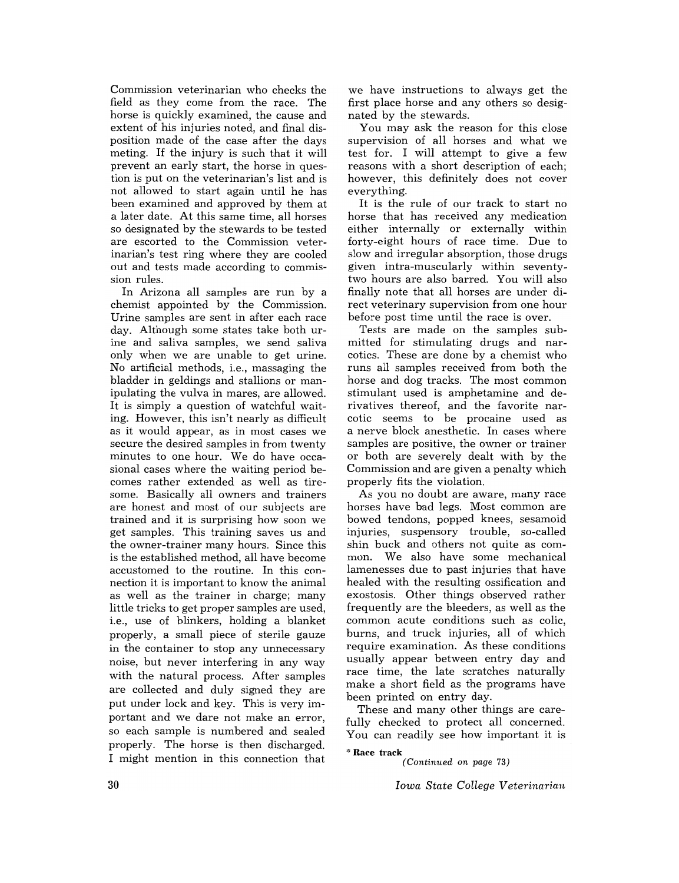Commission veterinarian who checks the field as they come from the race. The horse is quickly examined, the cause and extent of his injuries noted, and final disposition made of the case after the days meting. If the injury is such that it will prevent an early start, the horse in question is put on the veterinarian's list and is not allowed to start again until he has been examined and approved by them at a later date. At this same time, all horses so designated by the stewards to be tested are escorted to the Commission veterinarian's test ring where they are cooled out and tests made according to commission rules.

In Arizona all samples are run by a chemist appointed by the Commission. Urine samples are sent in after each race day. Although some states take both urine and saliva samples, we send saliva only when we are unable to get urine. No artificial methods, i.e., massaging the bladder in geldings and stallions or manipulating the vulva in mares, are allowed. It is simply a question of watchful waiting. However, this isn't nearly as difficult as it would appear, as in most cases we secure the desired samples in from twenty minutes to one hour. We do have occasional cases where the waiting period becomes rather extended as well as tiresome. Basically all owners and trainers are honest and most of our subjects are trained and it is surprising how soon we get samples. This training saves us and the owner-trainer many hours. Since this is the established method, all have become accustomed to the routine. In this connection it is important to know the animal as well as the trainer in charge; many little tricks to get proper samples are used, i.e., use of blinkers, holding a blanket properly, a small piece of sterile gauze in the container to stop any unnecessary noise, but never interfering in any way with the natural process. After samples are collected and duly signed they are put under lock and key. This is very important and we dare not make an error, so each sample is numbered and sealed properly. The horse is then discharged. I might mention in this connection that we have instructions to always get the first place horse and any others so designated by the stewards.

You may ask the reason for this close supervision of all horses and what we test for. I will attempt to give a few reasons with a short description of each; however, this definitely does not cover everything.

It is the rule of our track to start no horse that has received any medication either internally or externally within forty-eight hours of race time. Due to slow and irregular absorption, those drugs given intra-muscularly within seventy-two hours are also barred. You will also finally note that all horses are under direct veterinary supervision from one hour before post time until the race is over.

Tests are made on the samples submitted for stimulating drugs and narcotics. These are done by a chemist who runs all samples received from both the horse and dog tracks. The most common stimulant used is amphetamine and derivatives thereof, and the favorite narcotic seems to be procaine used as a nerve block anesthetic. In cases where samples are positive, the owner or trainer or both are severely dealt with by the Commission and are given a penalty which properly fits the violation.

As you no doubt are aware, many race horses have bad legs. Most common are bowed tendons, popped knees, sesamoid injuries, suspensory trouble, so-called shin buck and others not quite as common. We also have some mechanical lamenesses due to past injuries that have healed with the resulting ossification and exostosis. Other things observed rather frequently are the bleeders, as well as the common acute conditions such as colic, burns, and truck injuries, all of which require examination. As these conditions usually appear between entry day and race time, the late scratches naturally make a short field as the programs have been printed on entry day.

These and many other things are carefully checked to protect all concerned. You can readily see how important it is

*(Continued on page 73)*

\* **Race track**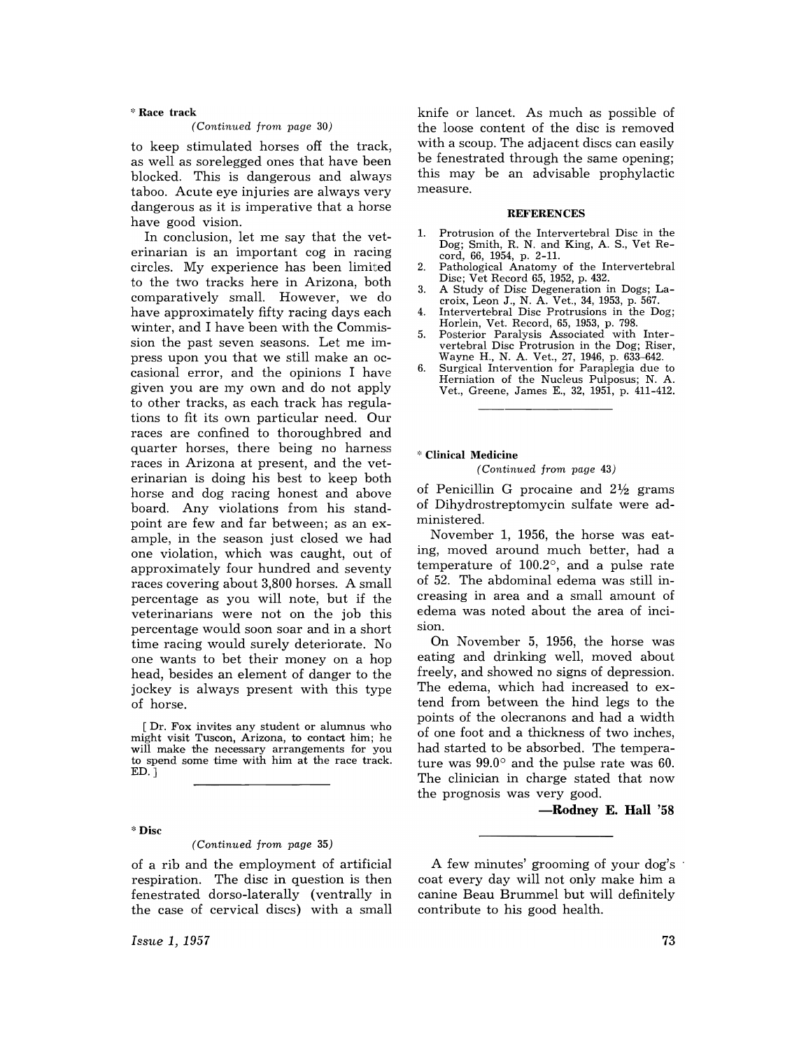\* **Race track**

*(Continued from page 30)*

to keep stimulated horses off the track, as well as sorelegged ones that have been blocked. This is dangerous and always taboo. Acute eye injuries are always very dangerous as it is imperative that a horse have good vision.

In conclusion, let me say that the veterinarian is an important cog in racing circles. My experience has been limited to the two tracks here in Arizona, both comparatively small. However, we do have approximately fifty racing days each winter, and I have been with the Commission the past seven seasons. Let me impress upon you that we still make an occasional error, and the opinions I have given you are my own and do not apply to other tracks, as each track has regulations to fit its own particular need. Our races are confined to thoroughbred and quarter horses, there being no harness races in Arizona at present, and the veterinarian is doing his best to keep both horse and dog racing honest and above board. Any violations from his standpoint are few and far between; as an example, in the season just closed we had one violation, which was caught, out of approximately four hundred and seventy races covering about 3,800 horses. A small percentage as you will note, but if the veterinarians were not on the job this percentage would soon soar and in a short time racing would surely deteriorate. No one wants to bet their money on a hop head, besides an element of danger to the jockey is always present with this type of horse.

[ Dr. Fox invites any student or alumnus who might visit Tuscon, Arizona, to contact him; he will make the necessary arrangements for you to spend some time with him at the race track. ED. ]

---

\* **Disc**

*(Continued from page 35)*

of a rib and the employment of artificial respiration. The disc in question is then fenestrated dorso-laterally (ventrally in the case of cervical discs) with a small knife or lancet. As much as possible of the loose content of the disc is removed with a scoop. The adjacent discs can easily be fenestrated through the same opening; this may be an advisable prophylactic measure.

#### REFERENCES

1. Protrusion of the Intervertebral Disc in the Dog; Smith, R. N. and King, A. S., Vet Record, 66, 1954, p. 2-11.
2. Pathological Anatomy of the Intervertebral Disc; Vet Record 65, 1952, p. 432.
3. A Study of Disc Degeneration in Dogs; Lacroix, Leon J., N. A. Vet., 34, 1953, p. 567.
4. Intervertebral Disc Protrusions in the Dog; Horlein, Vet. Record, 65, 1953, p. 798.
5. Posterior Paralysis Associated with Intervertebral Disc Protrusion in the Dog; Riser, Wayne H., N. A. Vet., 27, 1946, p. 633-642.
6. Surgical Intervention for Paraplegia due to Herniation of the Nucleus Pulposus; N. A. Vet., Greene, James E., 32, 1951, p. 411-412.

---

\* **Clinical Medicine**

*(Continued from page 43)*

of Penicillin G procaine and 2½ grams of Dihydrostreptomycin sulfate were administered.

November 1, 1956, the horse was eating, moved around much better, had a temperature of 100.2°, and a pulse rate of 52. The abdominal edema was still increasing in area and a small amount of edema was noted about the area of incision.

On November 5, 1956, the horse was eating and drinking well, moved about freely, and showed no signs of depression. The edema, which had increased to extend from between the hind legs to the points of the olecranons and had a width of one foot and a thickness of two inches, had started to be absorbed. The temperature was 99.0° and the pulse rate was 60. The clinician in charge stated that now the prognosis was very good.

**—Rodney E. Hall '58**

---

A few minutes' grooming of your dog's coat every day will not only make him a canine Beau Brummel but will definitely contribute to his good health.